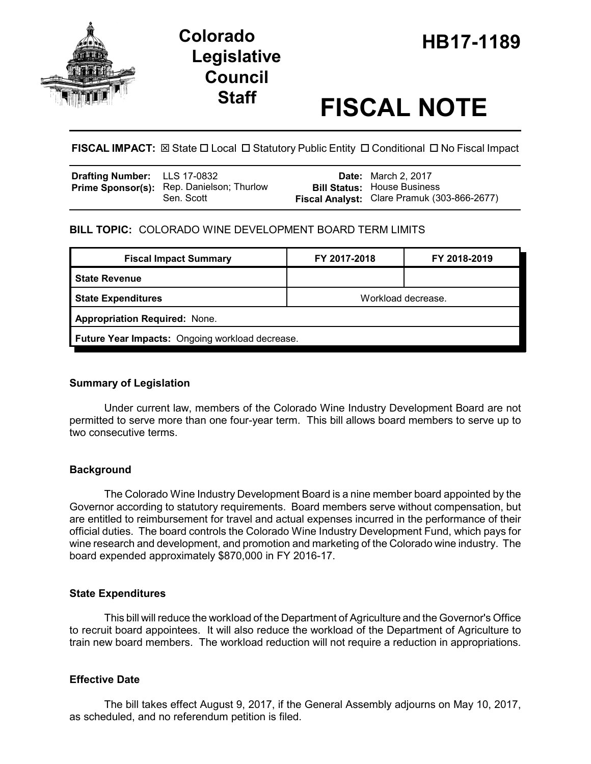# Colorado Legislative Council Staff

# HB17-1189

# FISCAL NOTE

**FISCAL IMPACT:** ☒ State ☐ Local ☐ Statutory Public Entity ☐ Conditional ☐ No Fiscal Impact

**Drafting Number:** LLS 17-0832
**Prime Sponsor(s):** Rep. Danielson; Thurlow
Sen. Scott

**Date:** March 2, 2017
**Bill Status:** House Business
**Fiscal Analyst:** Clare Pramuk (303-866-2677)

## BILL TOPIC: COLORADO WINE DEVELOPMENT BOARD TERM LIMITS

| Fiscal Impact Summary | FY 2017-2018 | FY 2018-2019 |
|---|---|---|
| **State Revenue** | | |
| **State Expenditures** | Workload decrease. | |
| **Appropriation Required:** None. | | |
| **Future Year Impacts:** Ongoing workload decrease. | | |

### Summary of Legislation

Under current law, members of the Colorado Wine Industry Development Board are not permitted to serve more than one four-year term. This bill allows board members to serve up to two consecutive terms.

### Background

The Colorado Wine Industry Development Board is a nine member board appointed by the Governor according to statutory requirements. Board members serve without compensation, but are entitled to reimbursement for travel and actual expenses incurred in the performance of their official duties. The board controls the Colorado Wine Industry Development Fund, which pays for wine research and development, and promotion and marketing of the Colorado wine industry. The board expended approximately $870,000 in FY 2016-17.

### State Expenditures

This bill will reduce the workload of the Department of Agriculture and the Governor's Office to recruit board appointees. It will also reduce the workload of the Department of Agriculture to train new board members. The workload reduction will not require a reduction in appropriations.

### Effective Date

The bill takes effect August 9, 2017, if the General Assembly adjourns on May 10, 2017, as scheduled, and no referendum petition is filed.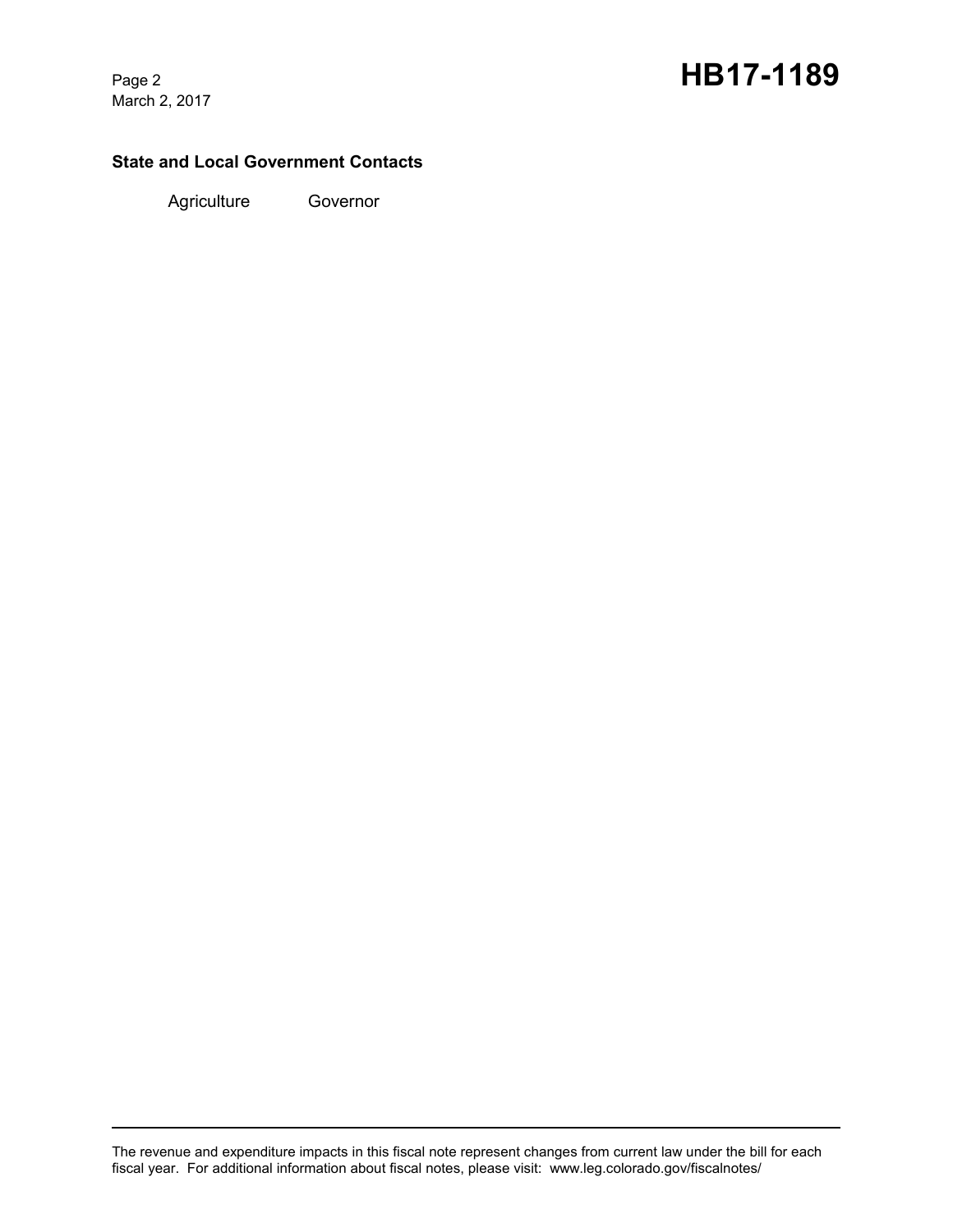**State and Local Government Contacts**

Agriculture Governor

The revenue and expenditure impacts in this fiscal note represent changes from current law under the bill for each fiscal year. For additional information about fiscal notes, please visit: www.leg.colorado.gov/fiscalnotes/